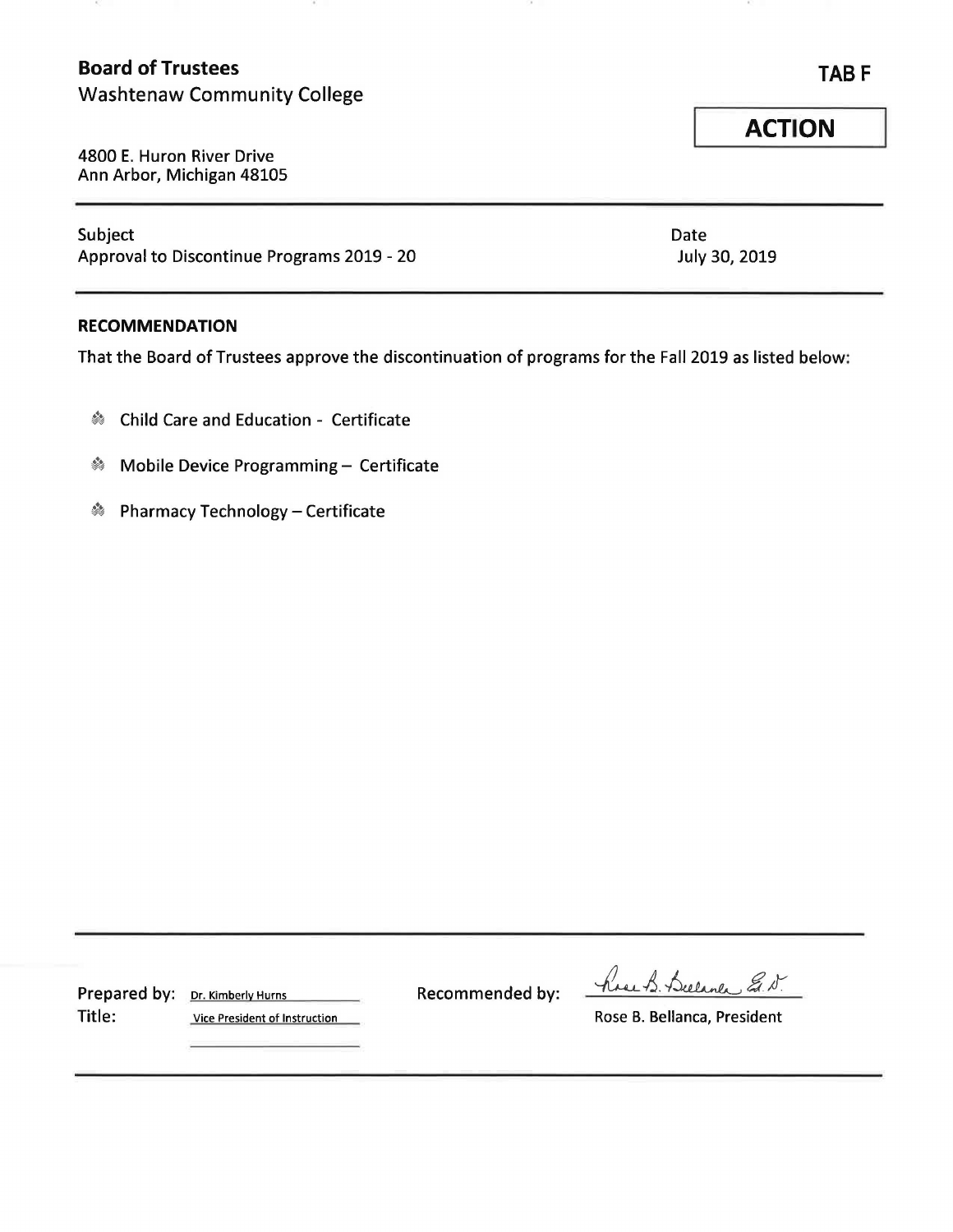**Board of Trustees**
Washtenaw Community College

4800 E. Huron River Drive
Ann Arbor, Michigan 48105

**TAB F**

**ACTION**

Subject
Approval to Discontinue Programs 2019 - 20

Date
July 30, 2019

**RECOMMENDATION**

That the Board of Trustees approve the discontinuation of programs for the Fall 2019 as listed below:

- Child Care and Education - Certificate
- Mobile Device Programming – Certificate
- Pharmacy Technology – Certificate

Prepared by: Dr. Kimberly Hurns
Title: Vice President of Instruction

Recommended by: Rose B. Bellanca, Ed.D.
Rose B. Bellanca, President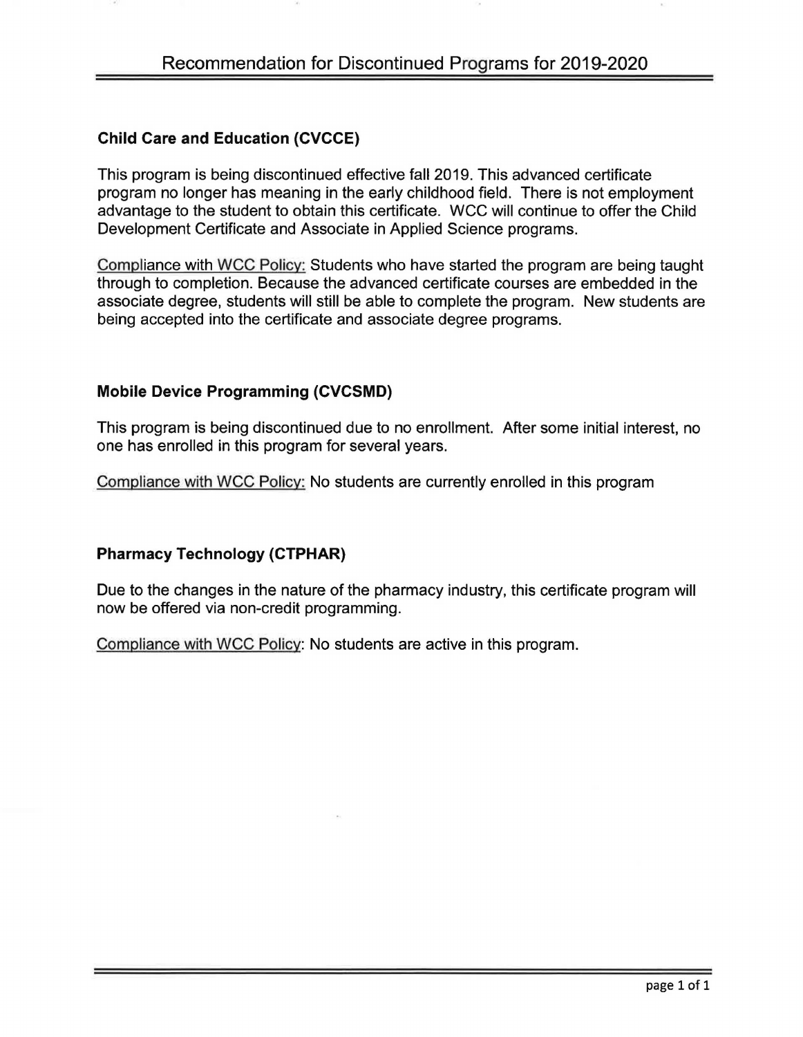# Recommendation for Discontinued Programs for 2019-2020

### Child Care and Education (CVCCE)

This program is being discontinued effective fall 2019. This advanced certificate program no longer has meaning in the early childhood field. There is not employment advantage to the student to obtain this certificate. WCC will continue to offer the Child Development Certificate and Associate in Applied Science programs.

Compliance with WCC Policy: Students who have started the program are being taught through to completion. Because the advanced certificate courses are embedded in the associate degree, students will still be able to complete the program. New students are being accepted into the certificate and associate degree programs.

### Mobile Device Programming (CVCSMD)

This program is being discontinued due to no enrollment. After some initial interest, no one has enrolled in this program for several years.

Compliance with WCC Policy: No students are currently enrolled in this program

### Pharmacy Technology (CTPHAR)

Due to the changes in the nature of the pharmacy industry, this certificate program will now be offered via non-credit programming.

Compliance with WCC Policy: No students are active in this program.